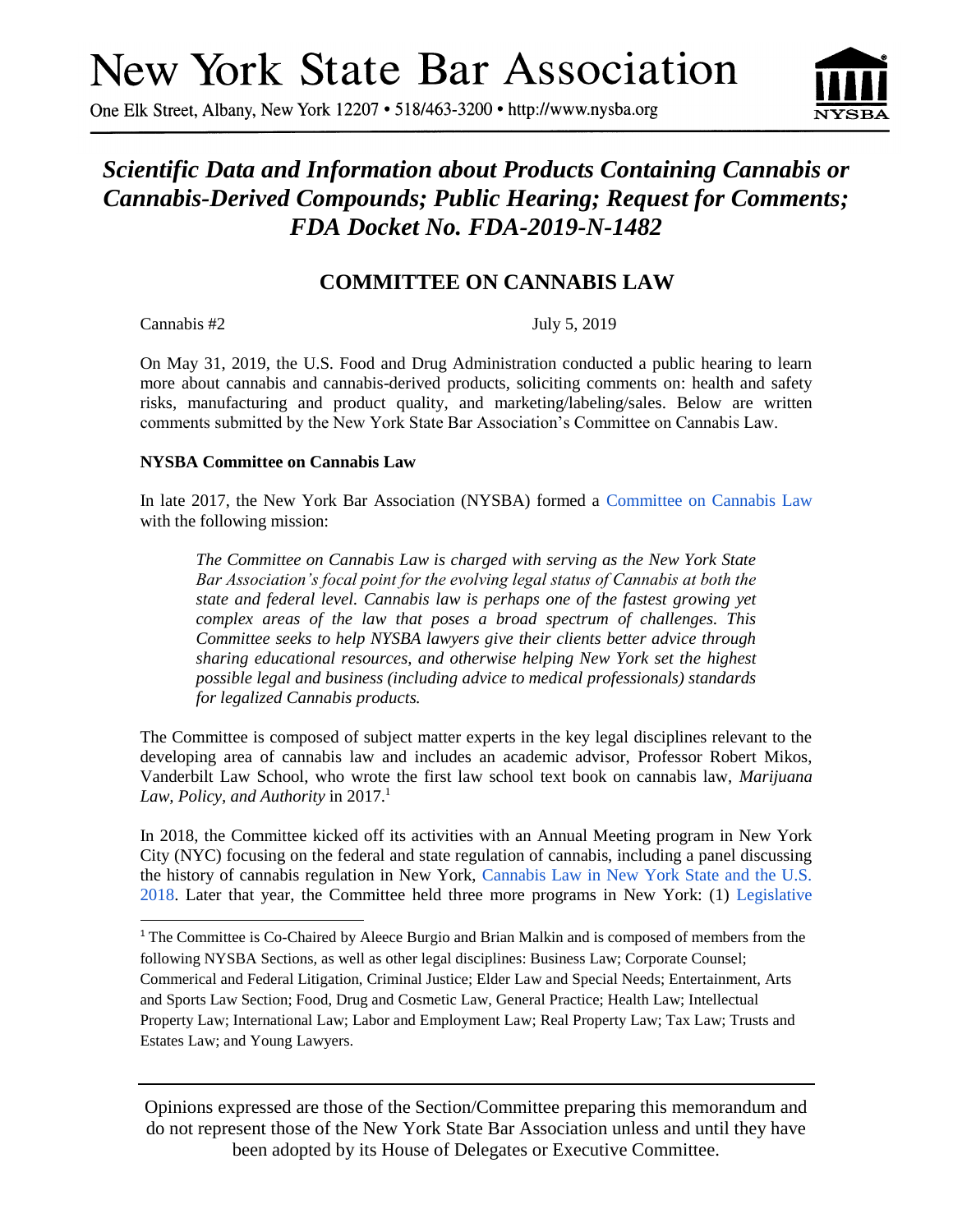# New York State Bar Association

One Elk Street, Albany, New York 12207 • 518/463-3200 • http://www.nysba.org

## *Scientific Data and Information about Products Containing Cannabis or Cannabis-Derived Compounds; Public Hearing; Request for Comments; FDA Docket No. FDA-2019-N-1482*

### COMMITTEE ON CANNABIS LAW

Cannabis #2 July 5, 2019

On May 31, 2019, the U.S. Food and Drug Administration conducted a public hearing to learn more about cannabis and cannabis-derived products, soliciting comments on: health and safety risks, manufacturing and product quality, and marketing/labeling/sales. Below are written comments submitted by the New York State Bar Association's Committee on Cannabis Law.

**NYSBA Committee on Cannabis Law**

In late 2017, the New York Bar Association (NYSBA) formed a Committee on Cannabis Law with the following mission:

> *The Committee on Cannabis Law is charged with serving as the New York State Bar Association's focal point for the evolving legal status of Cannabis at both the state and federal level. Cannabis law is perhaps one of the fastest growing yet complex areas of the law that poses a broad spectrum of challenges. This Committee seeks to help NYSBA lawyers give their clients better advice through sharing educational resources, and otherwise helping New York set the highest possible legal and business (including advice to medical professionals) standards for legalized Cannabis products.*

The Committee is composed of subject matter experts in the key legal disciplines relevant to the developing area of cannabis law and includes an academic advisor, Professor Robert Mikos, Vanderbilt Law School, who wrote the first law school text book on cannabis law, *Marijuana Law, Policy, and Authority* in 2017.[1]

In 2018, the Committee kicked off its activities with an Annual Meeting program in New York City (NYC) focusing on the federal and state regulation of cannabis, including a panel discussing the history of cannabis regulation in New York, Cannabis Law in New York State and the U.S. 2018. Later that year, the Committee held three more programs in New York: (1) Legislative

[1] The Committee is Co-Chaired by Aleece Burgio and Brian Malkin and is composed of members from the following NYSBA Sections, as well as other legal disciplines: Business Law; Corporate Counsel; Commerical and Federal Litigation, Criminal Justice; Elder Law and Special Needs; Entertainment, Arts and Sports Law Section; Food, Drug and Cosmetic Law, General Practice; Health Law; Intellectual Property Law; International Law; Labor and Employment Law; Real Property Law; Tax Law; Trusts and Estates Law; and Young Lawyers.

Opinions expressed are those of the Section/Committee preparing this memorandum and do not represent those of the New York State Bar Association unless and until they have been adopted by its House of Delegates or Executive Committee.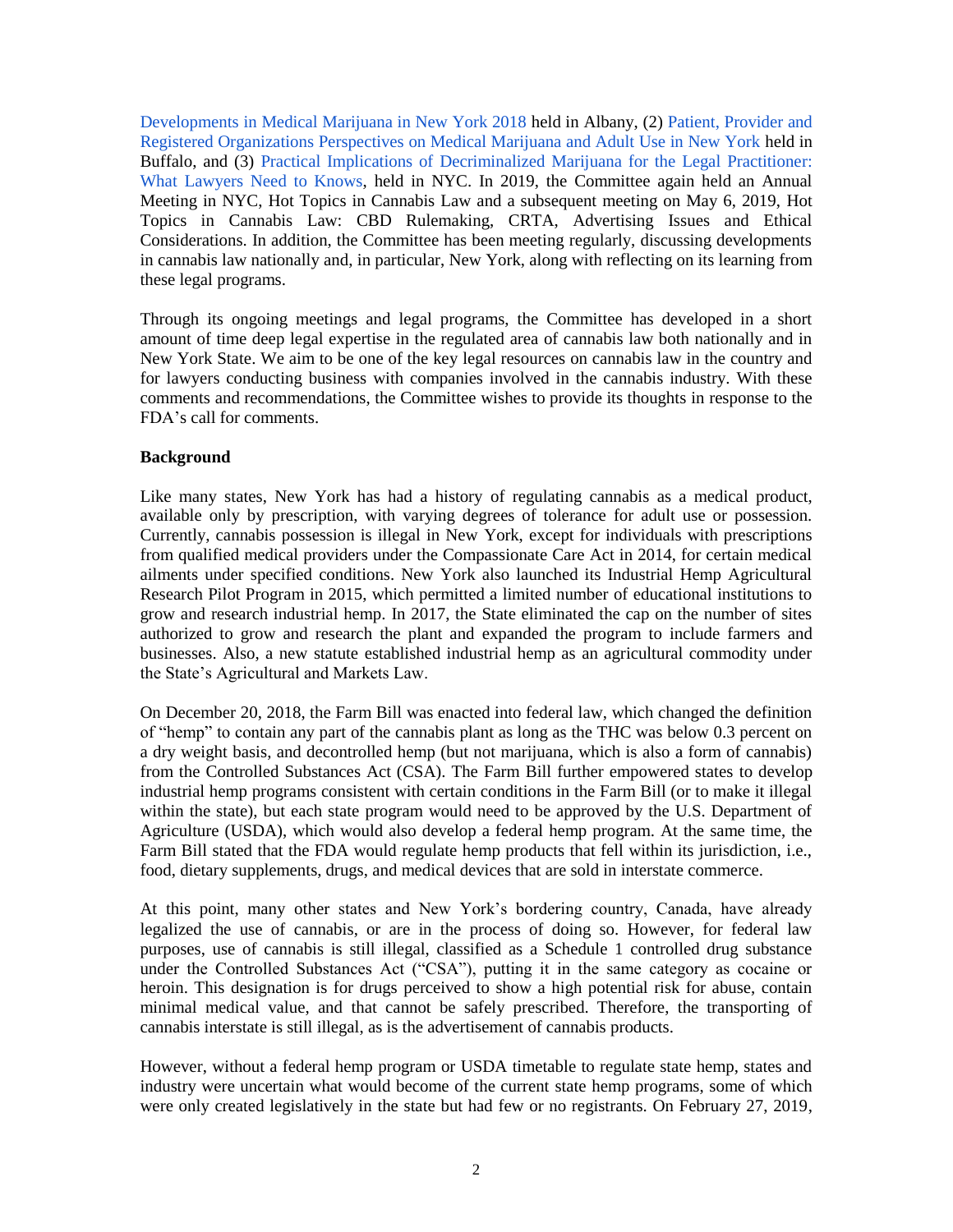Developments in Medical Marijuana in New York 2018 held in Albany, (2) Patient, Provider and Registered Organizations Perspectives on Medical Marijuana and Adult Use in New York held in Buffalo, and (3) Practical Implications of Decriminalized Marijuana for the Legal Practitioner: What Lawyers Need to Knows, held in NYC. In 2019, the Committee again held an Annual Meeting in NYC, Hot Topics in Cannabis Law and a subsequent meeting on May 6, 2019, Hot Topics in Cannabis Law: CBD Rulemaking, CRTA, Advertising Issues and Ethical Considerations. In addition, the Committee has been meeting regularly, discussing developments in cannabis law nationally and, in particular, New York, along with reflecting on its learning from these legal programs.

Through its ongoing meetings and legal programs, the Committee has developed in a short amount of time deep legal expertise in the regulated area of cannabis law both nationally and in New York State. We aim to be one of the key legal resources on cannabis law in the country and for lawyers conducting business with companies involved in the cannabis industry. With these comments and recommendations, the Committee wishes to provide its thoughts in response to the FDA's call for comments.

**Background**

Like many states, New York has had a history of regulating cannabis as a medical product, available only by prescription, with varying degrees of tolerance for adult use or possession. Currently, cannabis possession is illegal in New York, except for individuals with prescriptions from qualified medical providers under the Compassionate Care Act in 2014, for certain medical ailments under specified conditions. New York also launched its Industrial Hemp Agricultural Research Pilot Program in 2015, which permitted a limited number of educational institutions to grow and research industrial hemp. In 2017, the State eliminated the cap on the number of sites authorized to grow and research the plant and expanded the program to include farmers and businesses. Also, a new statute established industrial hemp as an agricultural commodity under the State's Agricultural and Markets Law.

On December 20, 2018, the Farm Bill was enacted into federal law, which changed the definition of "hemp" to contain any part of the cannabis plant as long as the THC was below 0.3 percent on a dry weight basis, and decontrolled hemp (but not marijuana, which is also a form of cannabis) from the Controlled Substances Act (CSA). The Farm Bill further empowered states to develop industrial hemp programs consistent with certain conditions in the Farm Bill (or to make it illegal within the state), but each state program would need to be approved by the U.S. Department of Agriculture (USDA), which would also develop a federal hemp program. At the same time, the Farm Bill stated that the FDA would regulate hemp products that fell within its jurisdiction, i.e., food, dietary supplements, drugs, and medical devices that are sold in interstate commerce.

At this point, many other states and New York's bordering country, Canada, have already legalized the use of cannabis, or are in the process of doing so. However, for federal law purposes, use of cannabis is still illegal, classified as a Schedule 1 controlled drug substance under the Controlled Substances Act ("CSA"), putting it in the same category as cocaine or heroin. This designation is for drugs perceived to show a high potential risk for abuse, contain minimal medical value, and that cannot be safely prescribed. Therefore, the transporting of cannabis interstate is still illegal, as is the advertisement of cannabis products.

However, without a federal hemp program or USDA timetable to regulate state hemp, states and industry were uncertain what would become of the current state hemp programs, some of which were only created legislatively in the state but had few or no registrants. On February 27, 2019,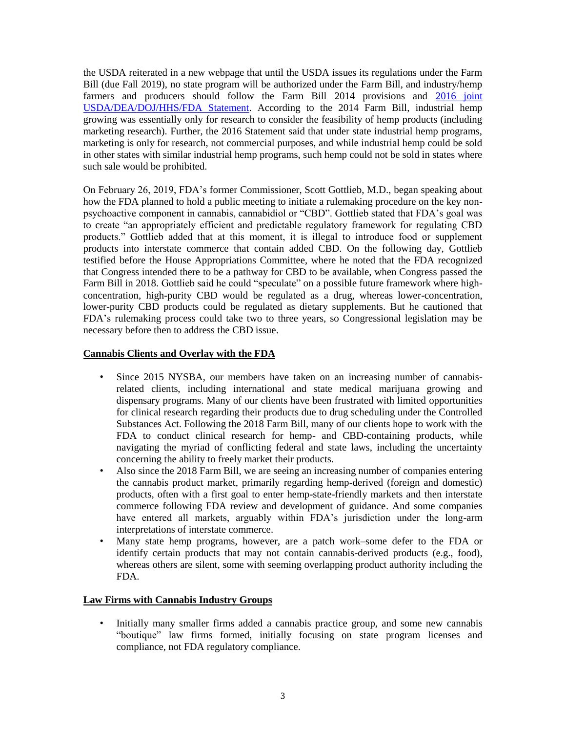the USDA reiterated in a new webpage that until the USDA issues its regulations under the Farm Bill (due Fall 2019), no state program will be authorized under the Farm Bill, and industry/hemp farmers and producers should follow the Farm Bill 2014 provisions and 2016 joint USDA/DEA/DOJ/HHS/FDA Statement. According to the 2014 Farm Bill, industrial hemp growing was essentially only for research to consider the feasibility of hemp products (including marketing research). Further, the 2016 Statement said that under state industrial hemp programs, marketing is only for research, not commercial purposes, and while industrial hemp could be sold in other states with similar industrial hemp programs, such hemp could not be sold in states where such sale would be prohibited.

On February 26, 2019, FDA's former Commissioner, Scott Gottlieb, M.D., began speaking about how the FDA planned to hold a public meeting to initiate a rulemaking procedure on the key non-psychoactive component in cannabis, cannabidiol or "CBD". Gottlieb stated that FDA's goal was to create "an appropriately efficient and predictable regulatory framework for regulating CBD products." Gottlieb added that at this moment, it is illegal to introduce food or supplement products into interstate commerce that contain added CBD. On the following day, Gottlieb testified before the House Appropriations Committee, where he noted that the FDA recognized that Congress intended there to be a pathway for CBD to be available, when Congress passed the Farm Bill in 2018. Gottlieb said he could "speculate" on a possible future framework where high-concentration, high-purity CBD would be regulated as a drug, whereas lower-concentration, lower-purity CBD products could be regulated as dietary supplements. But he cautioned that FDA's rulemaking process could take two to three years, so Congressional legislation may be necessary before then to address the CBD issue.

**Cannabis Clients and Overlay with the FDA**

- Since 2015 NYSBA, our members have taken on an increasing number of cannabis-related clients, including international and state medical marijuana growing and dispensary programs. Many of our clients have been frustrated with limited opportunities for clinical research regarding their products due to drug scheduling under the Controlled Substances Act. Following the 2018 Farm Bill, many of our clients hope to work with the FDA to conduct clinical research for hemp- and CBD-containing products, while navigating the myriad of conflicting federal and state laws, including the uncertainty concerning the ability to freely market their products.
- Also since the 2018 Farm Bill, we are seeing an increasing number of companies entering the cannabis product market, primarily regarding hemp-derived (foreign and domestic) products, often with a first goal to enter hemp-state-friendly markets and then interstate commerce following FDA review and development of guidance. And some companies have entered all markets, arguably within FDA's jurisdiction under the long-arm interpretations of interstate commerce.
- Many state hemp programs, however, are a patch work–some defer to the FDA or identify certain products that may not contain cannabis-derived products (e.g., food), whereas others are silent, some with seeming overlapping product authority including the FDA.

**Law Firms with Cannabis Industry Groups**

- Initially many smaller firms added a cannabis practice group, and some new cannabis "boutique" law firms formed, initially focusing on state program licenses and compliance, not FDA regulatory compliance.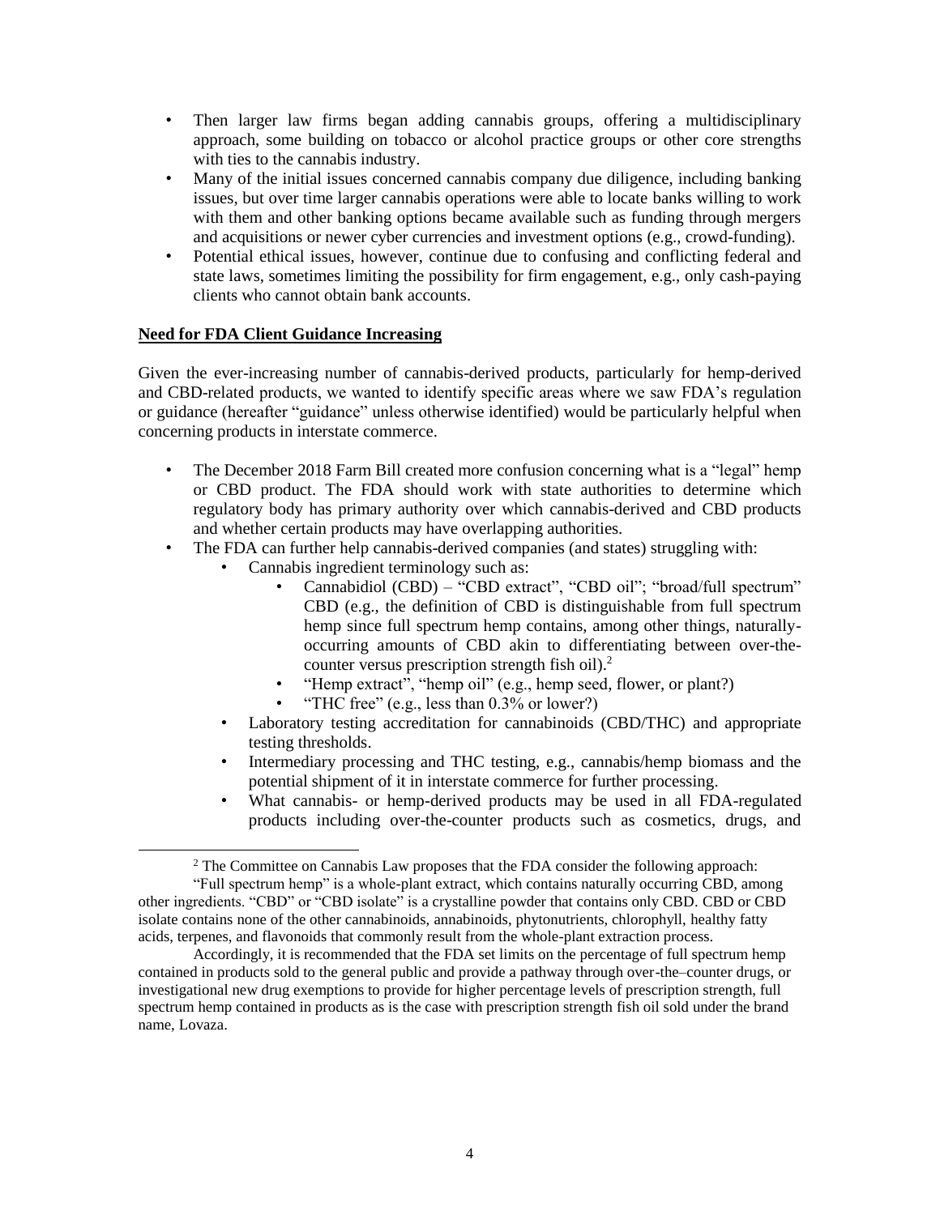- Then larger law firms began adding cannabis groups, offering a multidisciplinary approach, some building on tobacco or alcohol practice groups or other core strengths with ties to the cannabis industry.
- Many of the initial issues concerned cannabis company due diligence, including banking issues, but over time larger cannabis operations were able to locate banks willing to work with them and other banking options became available such as funding through mergers and acquisitions or newer cyber currencies and investment options (e.g., crowd-funding).
- Potential ethical issues, however, continue due to confusing and conflicting federal and state laws, sometimes limiting the possibility for firm engagement, e.g., only cash-paying clients who cannot obtain bank accounts.

**Need for FDA Client Guidance Increasing**

Given the ever-increasing number of cannabis-derived products, particularly for hemp-derived and CBD-related products, we wanted to identify specific areas where we saw FDA's regulation or guidance (hereafter "guidance" unless otherwise identified) would be particularly helpful when concerning products in interstate commerce.

- The December 2018 Farm Bill created more confusion concerning what is a "legal" hemp or CBD product. The FDA should work with state authorities to determine which regulatory body has primary authority over which cannabis-derived and CBD products and whether certain products may have overlapping authorities.
- The FDA can further help cannabis-derived companies (and states) struggling with:
  - Cannabis ingredient terminology such as:
    - Cannabidiol (CBD) – "CBD extract", "CBD oil"; "broad/full spectrum" CBD (e.g., the definition of CBD is distinguishable from full spectrum hemp since full spectrum hemp contains, among other things, naturally-occurring amounts of CBD akin to differentiating between over-the-counter versus prescription strength fish oil).[2]
    - "Hemp extract", "hemp oil" (e.g., hemp seed, flower, or plant?)
    - "THC free" (e.g., less than 0.3% or lower?)
  - Laboratory testing accreditation for cannabinoids (CBD/THC) and appropriate testing thresholds.
  - Intermediary processing and THC testing, e.g., cannabis/hemp biomass and the potential shipment of it in interstate commerce for further processing.
  - What cannabis- or hemp-derived products may be used in all FDA-regulated products including over-the-counter products such as cosmetics, drugs, and

---

[2] The Committee on Cannabis Law proposes that the FDA consider the following approach:

"Full spectrum hemp" is a whole-plant extract, which contains naturally occurring CBD, among other ingredients. "CBD" or "CBD isolate" is a crystalline powder that contains only CBD. CBD or CBD isolate contains none of the other cannabinoids, annabinoids, phytonutrients, chlorophyll, healthy fatty acids, terpenes, and flavonoids that commonly result from the whole-plant extraction process.

Accordingly, it is recommended that the FDA set limits on the percentage of full spectrum hemp contained in products sold to the general public and provide a pathway through over-the–counter drugs, or investigational new drug exemptions to provide for higher percentage levels of prescription strength, full spectrum hemp contained in products as is the case with prescription strength fish oil sold under the brand name, Lovaza.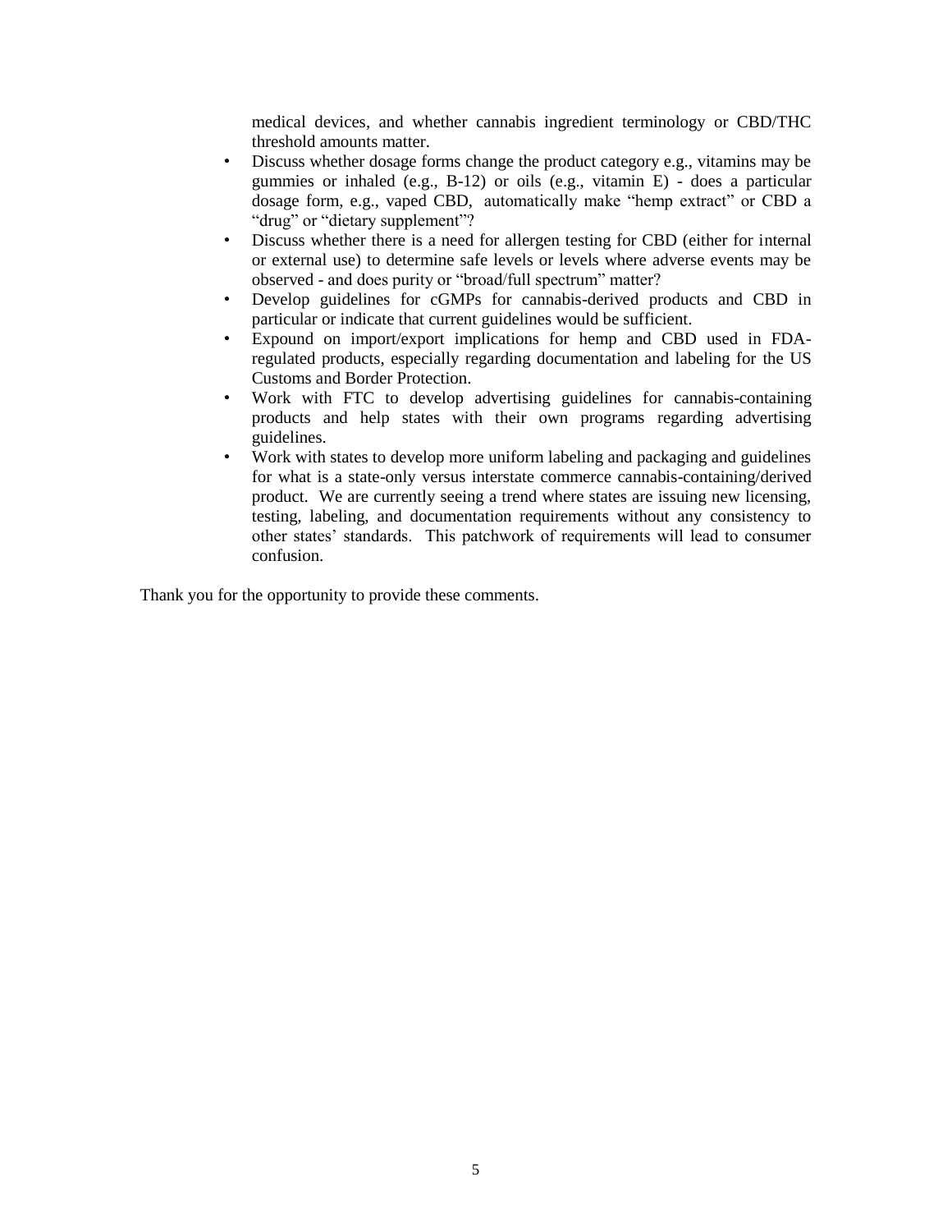medical devices, and whether cannabis ingredient terminology or CBD/THC threshold amounts matter.

- Discuss whether dosage forms change the product category e.g., vitamins may be gummies or inhaled (e.g., B-12) or oils (e.g., vitamin E) - does a particular dosage form, e.g., vaped CBD, automatically make "hemp extract" or CBD a "drug" or "dietary supplement"?
- Discuss whether there is a need for allergen testing for CBD (either for internal or external use) to determine safe levels or levels where adverse events may be observed - and does purity or "broad/full spectrum" matter?
- Develop guidelines for cGMPs for cannabis-derived products and CBD in particular or indicate that current guidelines would be sufficient.
- Expound on import/export implications for hemp and CBD used in FDA-regulated products, especially regarding documentation and labeling for the US Customs and Border Protection.
- Work with FTC to develop advertising guidelines for cannabis-containing products and help states with their own programs regarding advertising guidelines.
- Work with states to develop more uniform labeling and packaging and guidelines for what is a state-only versus interstate commerce cannabis-containing/derived product. We are currently seeing a trend where states are issuing new licensing, testing, labeling, and documentation requirements without any consistency to other states' standards. This patchwork of requirements will lead to consumer confusion.

Thank you for the opportunity to provide these comments.